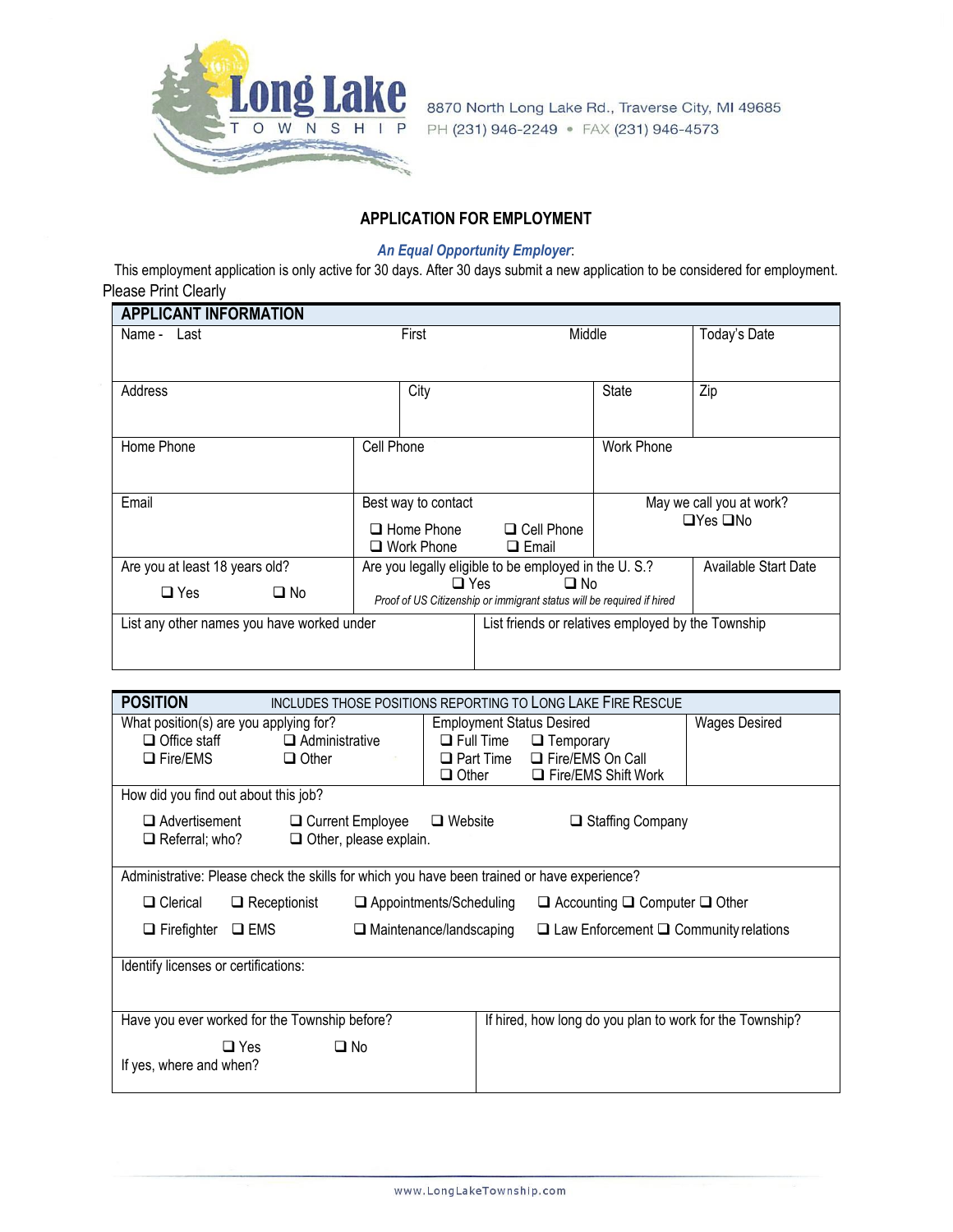**Long Lake TOWNSHIP**

8870 North Long Lake Rd., Traverse City, MI 49685
PH (231) 946-2249 • FAX (231) 946-4573

## APPLICATION FOR EMPLOYMENT

***An Equal Opportunity Employer:***

This employment application is only active for 30 days. After 30 days submit a new application to be considered for employment.

Please Print Clearly

### APPLICANT INFORMATION

| Name - Last | First | Middle | Today's Date |
|---|---|---|---|
| Address | City | State | Zip |
| Home Phone | Cell Phone | Work Phone | |
| Email | Best way to contact<br>❑ Home Phone ❑ Cell Phone<br>❑ Work Phone ❑ Email | May we call you at work?<br>❑Yes ❑No | |
| Are you at least 18 years old?<br>❑ Yes ❑ No | Are you legally eligible to be employed in the U. S.?<br>❑ Yes ❑ No<br>*Proof of US Citizenship or immigrant status will be required if hired* | Available Start Date | |
| List any other names you have worked under | List friends or relatives employed by the Township | | |

### POSITION — INCLUDES THOSE POSITIONS REPORTING TO LONG LAKE FIRE RESCUE

| What position(s) are you applying for? | Employment Status Desired | Wages Desired |
|---|---|---|
| ❑ Office staff ❑ Administrative<br>❑ Fire/EMS ❑ Other | ❑ Full Time ❑ Temporary<br>❑ Part Time ❑ Fire/EMS On Call<br>❑ Other ❑ Fire/EMS Shift Work | |

How did you find out about this job?

❑ Advertisement ❑ Current Employee ❑ Website ❑ Staffing Company
❑ Referral; who? ❑ Other, please explain.

Administrative: Please check the skills for which you have been trained or have experience?

❑ Clerical ❑ Receptionist ❑ Appointments/Scheduling ❑ Accounting ❑ Computer ❑ Other
❑ Firefighter ❑ EMS ❑ Maintenance/landscaping ❑ Law Enforcement ❑ Community relations

Identify licenses or certifications:

| Have you ever worked for the Township before?<br>❑ Yes ❑ No<br>If yes, where and when? | If hired, how long do you plan to work for the Township? |
|---|---|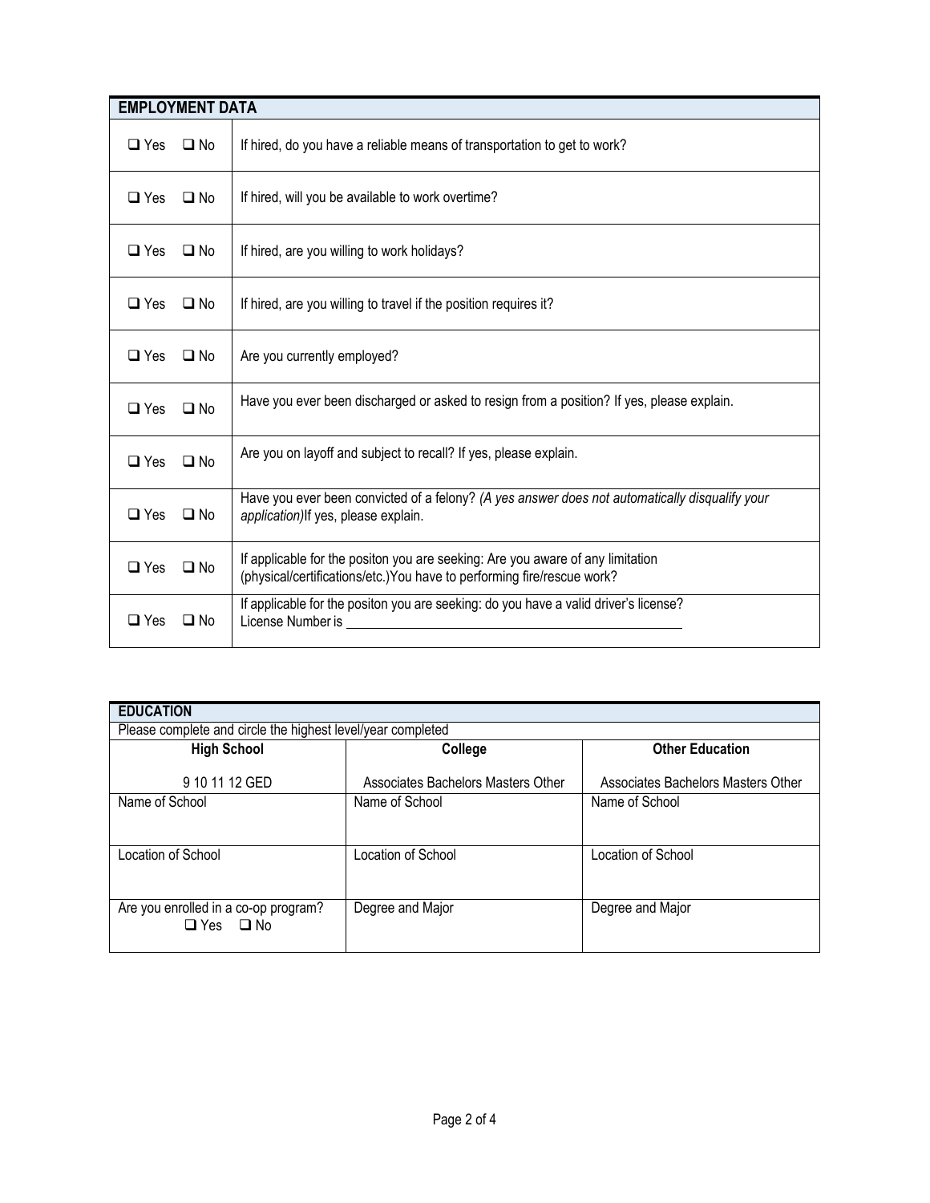## EMPLOYMENT DATA

| | |
|---|---|
| ❑ Yes ❑ No | If hired, do you have a reliable means of transportation to get to work? |
| ❑ Yes ❑ No | If hired, will you be available to work overtime? |
| ❑ Yes ❑ No | If hired, are you willing to work holidays? |
| ❑ Yes ❑ No | If hired, are you willing to travel if the position requires it? |
| ❑ Yes ❑ No | Are you currently employed? |
| ❑ Yes ❑ No | Have you ever been discharged or asked to resign from a position? If yes, please explain. |
| ❑ Yes ❑ No | Are you on layoff and subject to recall? If yes, please explain. |
| ❑ Yes ❑ No | Have you ever been convicted of a felony? *(A yes answer does not automatically disqualify your application)*If yes, please explain. |
| ❑ Yes ❑ No | If applicable for the positon you are seeking: Are you aware of any limitation (physical/certifications/etc.)You have to performing fire/rescue work? |
| ❑ Yes ❑ No | If applicable for the positon you are seeking: do you have a valid driver's license? License Number is ______________________________ |

## EDUCATION

Please complete and circle the highest level/year completed

| **High School** | **College** | **Other Education** |
|---|---|---|
| 9 10 11 12 GED | Associates Bachelors Masters Other | Associates Bachelors Masters Other |
| Name of School | Name of School | Name of School |
| Location of School | Location of School | Location of School |
| Are you enrolled in a co-op program? ❑ Yes ❑ No | Degree and Major | Degree and Major |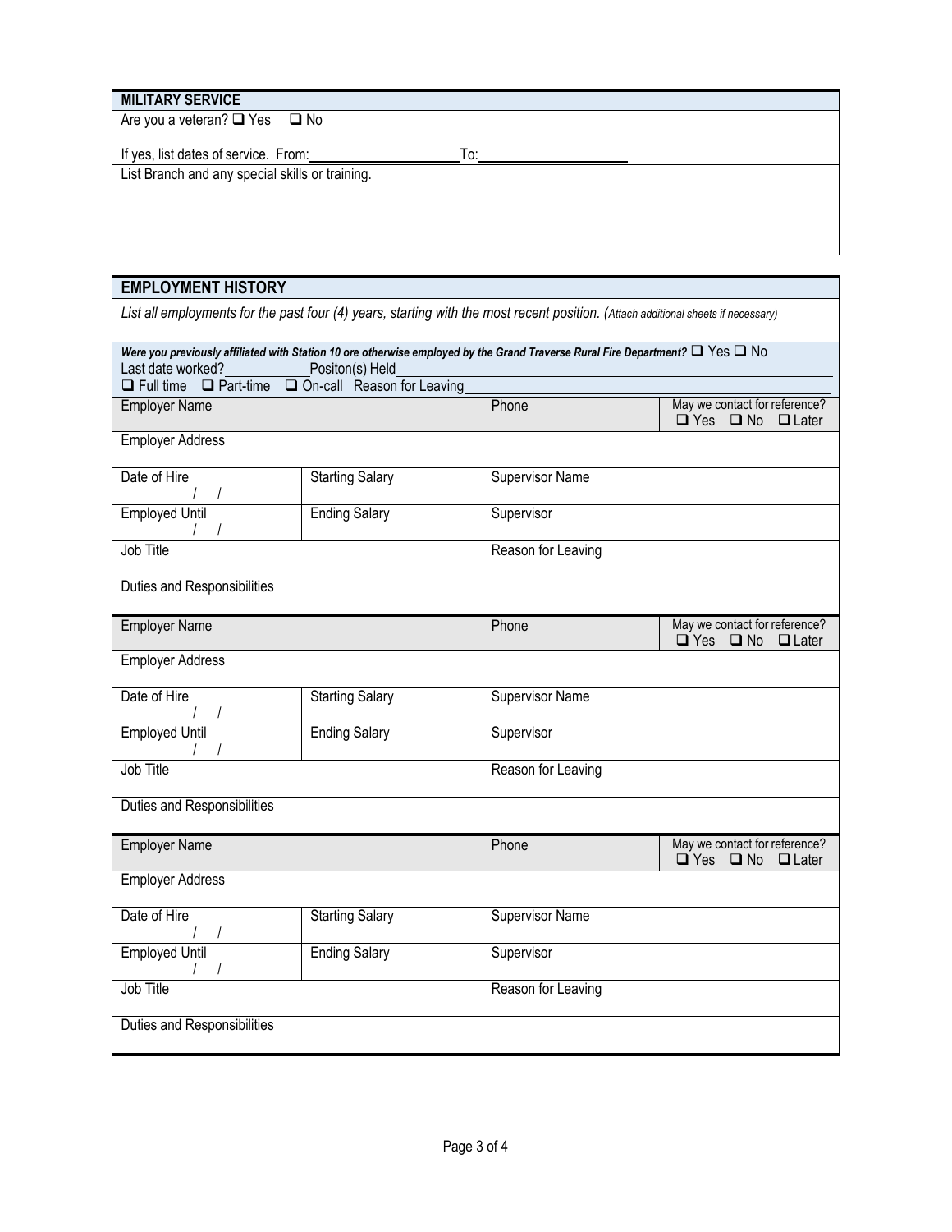## MILITARY SERVICE

Are you a veteran? ❑ Yes ❑ No

If yes, list dates of service. From:____________________ To:____________________

List Branch and any special skills or training.

## EMPLOYMENT HISTORY

*List all employments for the past four (4) years, starting with the most recent position. (Attach additional sheets if necessary)*

***Were you previously affiliated with Station 10 ore otherwise employed by the Grand Traverse Rural Fire Department?*** ❑ Yes ❑ No

Last date worked?____________ Positon(s) Held____________________________________________

❑ Full time ❑ Part-time ❑ On-call Reason for Leaving____________________________________________

| Employer Name | | Phone | May we contact for reference? ❑ Yes ❑ No ❑ Later |
|---|---|---|---|
| Employer Address | | | |
| Date of Hire / / | Starting Salary | Supervisor Name | |
| Employed Until / / | Ending Salary | Supervisor | |
| Job Title | | Reason for Leaving | |
| Duties and Responsibilities | | | |

| Employer Name | | Phone | May we contact for reference? ❑ Yes ❑ No ❑ Later |
|---|---|---|---|
| Employer Address | | | |
| Date of Hire / / | Starting Salary | Supervisor Name | |
| Employed Until / / | Ending Salary | Supervisor | |
| Job Title | | Reason for Leaving | |
| Duties and Responsibilities | | | |

| Employer Name | | Phone | May we contact for reference? ❑ Yes ❑ No ❑ Later |
|---|---|---|---|
| Employer Address | | | |
| Date of Hire / / | Starting Salary | Supervisor Name | |
| Employed Until / / | Ending Salary | Supervisor | |
| Job Title | | Reason for Leaving | |
| Duties and Responsibilities | | | |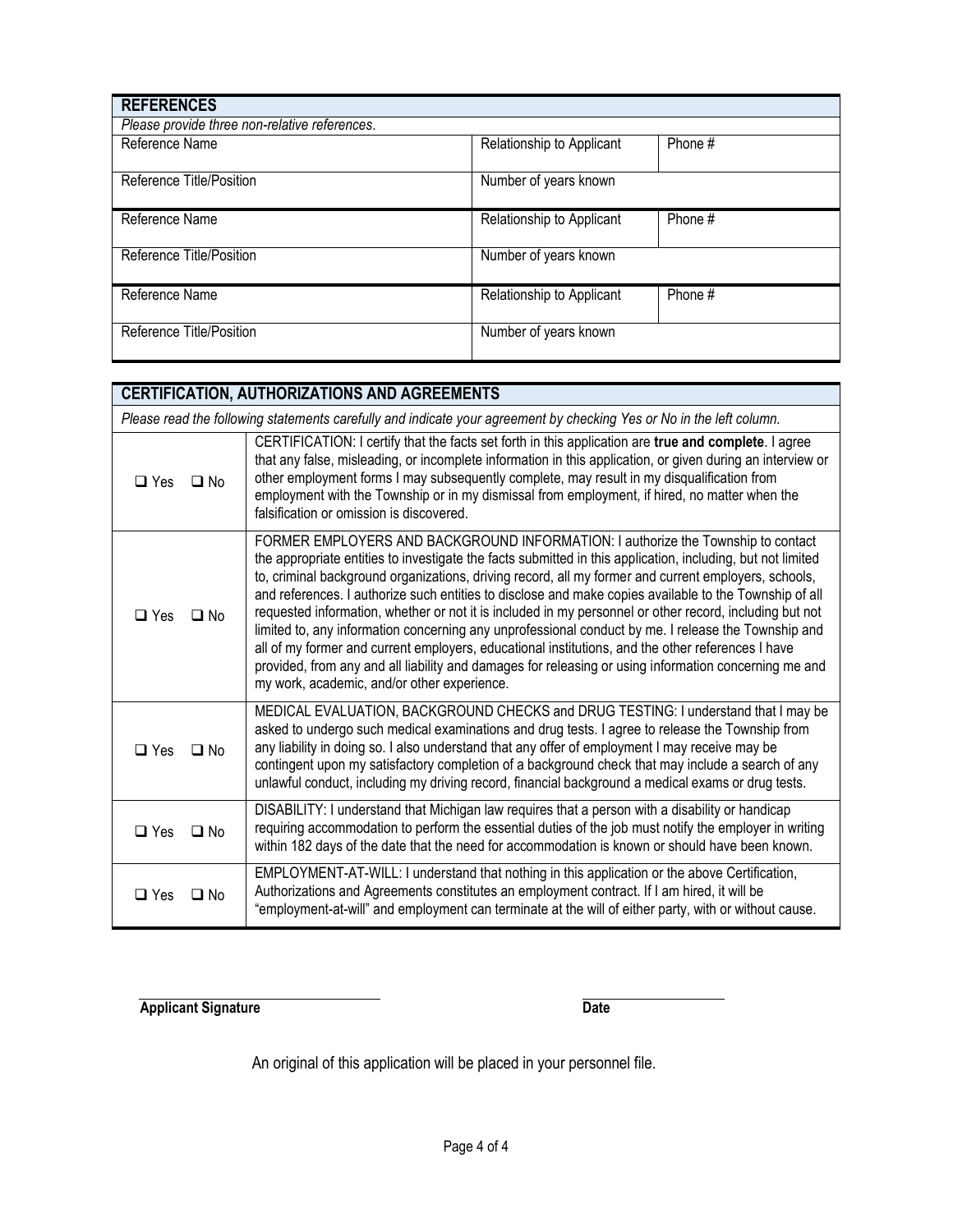## REFERENCES

*Please provide three non-relative references.*

| | | |
|---|---|---|
| Reference Name | Relationship to Applicant | Phone # |
| Reference Title/Position | Number of years known | |
| Reference Name | Relationship to Applicant | Phone # |
| Reference Title/Position | Number of years known | |
| Reference Name | Relationship to Applicant | Phone # |
| Reference Title/Position | Number of years known | |

## CERTIFICATION, AUTHORIZATIONS AND AGREEMENTS

*Please read the following statements carefully and indicate your agreement by checking Yes or No in the left column.*

| | |
|---|---|
| ❑ Yes ❑ No | CERTIFICATION: I certify that the facts set forth in this application are **true and complete**. I agree that any false, misleading, or incomplete information in this application, or given during an interview or other employment forms I may subsequently complete, may result in my disqualification from employment with the Township or in my dismissal from employment, if hired, no matter when the falsification or omission is discovered. |
| ❑ Yes ❑ No | FORMER EMPLOYERS AND BACKGROUND INFORMATION: I authorize the Township to contact the appropriate entities to investigate the facts submitted in this application, including, but not limited to, criminal background organizations, driving record, all my former and current employers, schools, and references. I authorize such entities to disclose and make copies available to the Township of all requested information, whether or not it is included in my personnel or other record, including but not limited to, any information concerning any unprofessional conduct by me. I release the Township and all of my former and current employers, educational institutions, and the other references I have provided, from any and all liability and damages for releasing or using information concerning me and my work, academic, and/or other experience. |
| ❑ Yes ❑ No | MEDICAL EVALUATION, BACKGROUND CHECKS and DRUG TESTING: I understand that I may be asked to undergo such medical examinations and drug tests. I agree to release the Township from any liability in doing so. I also understand that any offer of employment I may receive may be contingent upon my satisfactory completion of a background check that may include a search of any unlawful conduct, including my driving record, financial background a medical exams or drug tests. |
| ❑ Yes ❑ No | DISABILITY: I understand that Michigan law requires that a person with a disability or handicap requiring accommodation to perform the essential duties of the job must notify the employer in writing within 182 days of the date that the need for accommodation is known or should have been known. |
| ❑ Yes ❑ No | EMPLOYMENT-AT-WILL: I understand that nothing in this application or the above Certification, Authorizations and Agreements constitutes an employment contract. If I am hired, it will be "employment-at-will" and employment can terminate at the will of either party, with or without cause. |

**Applicant Signature** ______________________ **Date** ______________

An original of this application will be placed in your personnel file.